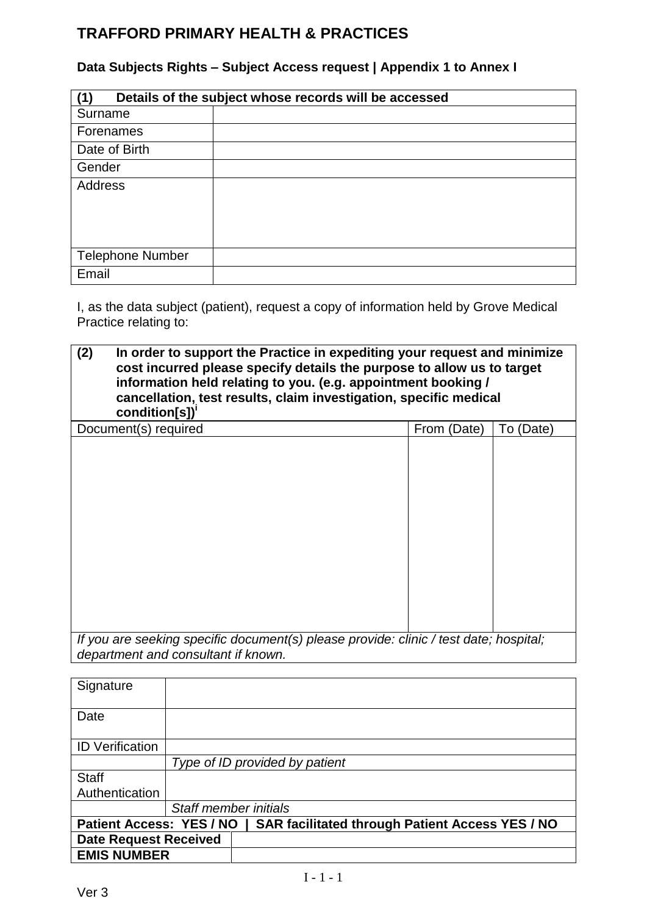# TRAFFORD PRIMARY HEALTH & PRACTICES

**Data Subjects Rights – Subject Access request | Appendix 1 to Annex I**

| **(1) Details of the subject whose records will be accessed** | |
|---|---|
| Surname | |
| Forenames | |
| Date of Birth | |
| Gender | |
| Address | |
| Telephone Number | |
| Email | |

I, as the data subject (patient), request a copy of information held by Grove Medical Practice relating to:

| **(2) In order to support the Practice in expediting your request and minimize cost incurred please specify details the purpose to allow us to target information held relating to you. (e.g. appointment booking / cancellation, test results, claim investigation, specific medical condition[s])**[i] | | |
|---|---|---|
| Document(s) required | From (Date) | To (Date) |
| | | |
| *If you are seeking specific document(s) please provide: clinic / test date; hospital; department and consultant if known.* | | |

| Signature | |
|---|---|
| Date | |
| ID Verification | |
| | *Type of ID provided by patient* |
| Staff Authentication | |
| | *Staff member initials* |
| **Patient Access: YES / NO \| SAR facilitated through Patient Access YES / NO** | |
| **Date Request Received** | |
| **EMIS NUMBER** | |

Ver 3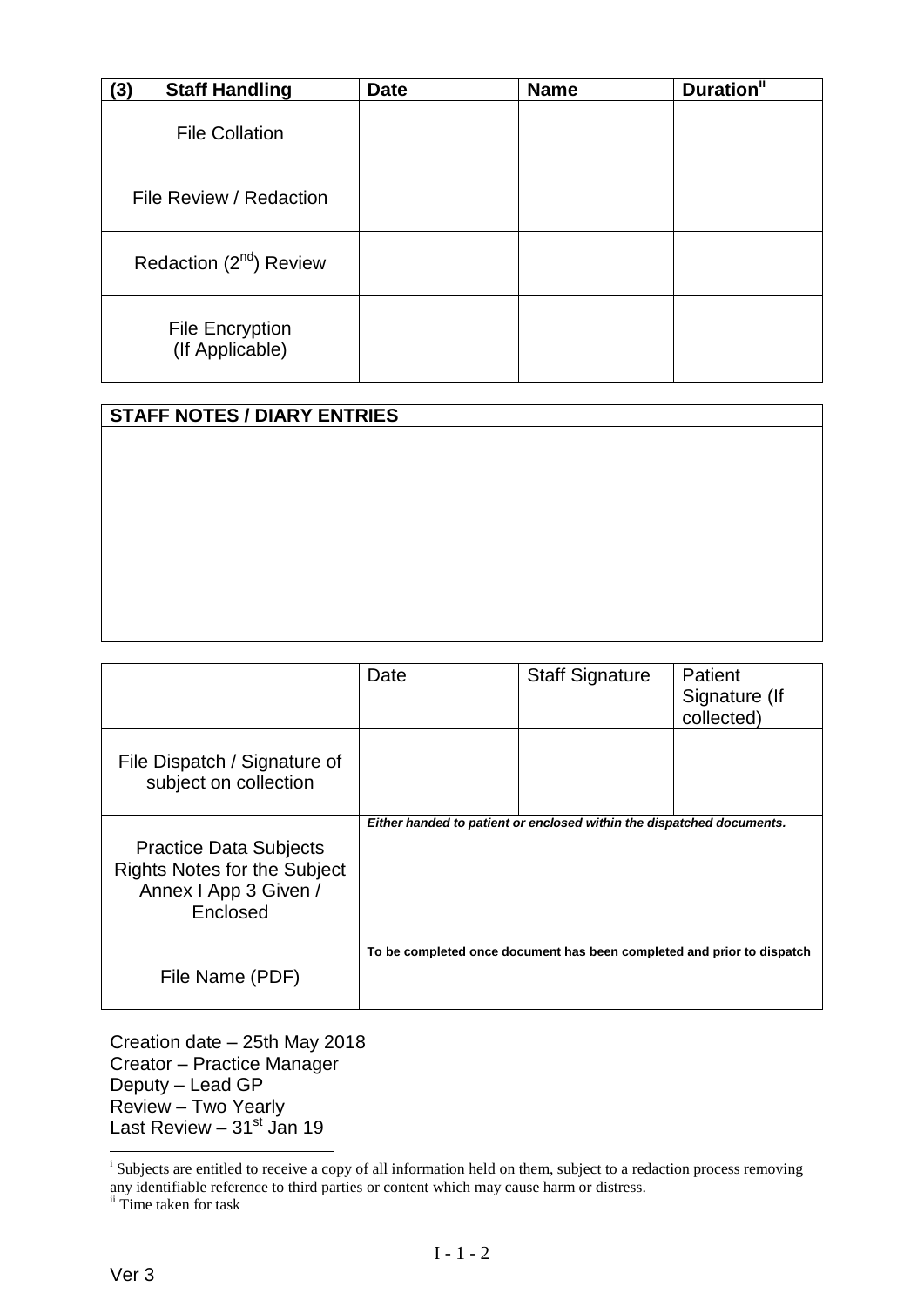| (3) Staff Handling | Date | Name | Duration[ii] |
|---|---|---|---|
| File Collation | | | |
| File Review / Redaction | | | |
| Redaction (2nd) Review | | | |
| File Encryption (If Applicable) | | | |

| STAFF NOTES / DIARY ENTRIES |
|---|
| |

| | Date | Staff Signature | Patient Signature (If collected) |
|---|---|---|---|
| File Dispatch / Signature of subject on collection | | | |
| Practice Data Subjects Rights Notes for the Subject Annex I App 3 Given / Enclosed | ***Either handed to patient or enclosed within the dispatched documents.*** | | |
| File Name (PDF) | **To be completed once document has been completed and prior to dispatch** | | |

Creation date – 25th May 2018
Creator – Practice Manager
Deputy – Lead GP
Review – Two Yearly
Last Review – 31st Jan 19

[i] Subjects are entitled to receive a copy of all information held on them, subject to a redaction process removing any identifiable reference to third parties or content which may cause harm or distress.
[ii] Time taken for task

I - 1 - 2

Ver 3